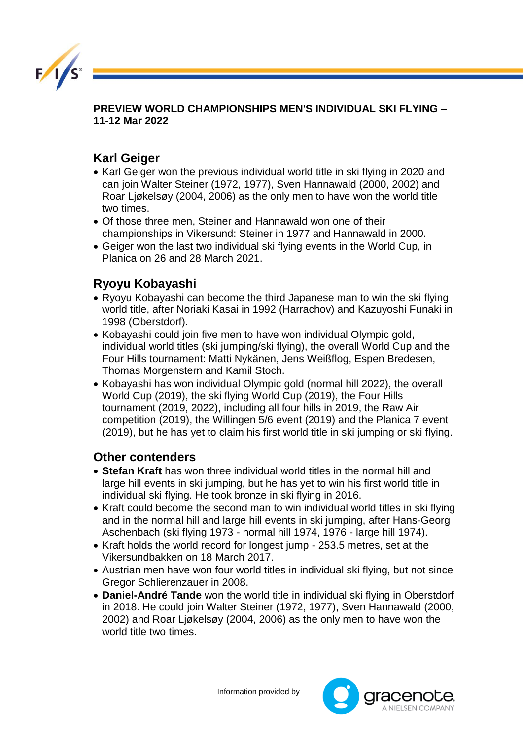**PREVIEW WORLD CHAMPIONSHIPS MEN'S INDIVIDUAL SKI FLYING – 11-12 Mar 2022**

## Karl Geiger

- Karl Geiger won the previous individual world title in ski flying in 2020 and can join Walter Steiner (1972, 1977), Sven Hannawald (2000, 2002) and Roar Ljøkelsøy (2004, 2006) as the only men to have won the world title two times.
- Of those three men, Steiner and Hannawald won one of their championships in Vikersund: Steiner in 1977 and Hannawald in 2000.
- Geiger won the last two individual ski flying events in the World Cup, in Planica on 26 and 28 March 2021.

## Ryoyu Kobayashi

- Ryoyu Kobayashi can become the third Japanese man to win the ski flying world title, after Noriaki Kasai in 1992 (Harrachov) and Kazuyoshi Funaki in 1998 (Oberstdorf).
- Kobayashi could join five men to have won individual Olympic gold, individual world titles (ski jumping/ski flying), the overall World Cup and the Four Hills tournament: Matti Nykänen, Jens Weißflog, Espen Bredesen, Thomas Morgenstern and Kamil Stoch.
- Kobayashi has won individual Olympic gold (normal hill 2022), the overall World Cup (2019), the ski flying World Cup (2019), the Four Hills tournament (2019, 2022), including all four hills in 2019, the Raw Air competition (2019), the Willingen 5/6 event (2019) and the Planica 7 event (2019), but he has yet to claim his first world title in ski jumping or ski flying.

## Other contenders

- **Stefan Kraft** has won three individual world titles in the normal hill and large hill events in ski jumping, but he has yet to win his first world title in individual ski flying. He took bronze in ski flying in 2016.
- Kraft could become the second man to win individual world titles in ski flying and in the normal hill and large hill events in ski jumping, after Hans-Georg Aschenbach (ski flying 1973 - normal hill 1974, 1976 - large hill 1974).
- Kraft holds the world record for longest jump - 253.5 metres, set at the Vikersundbakken on 18 March 2017.
- Austrian men have won four world titles in individual ski flying, but not since Gregor Schlierenzauer in 2008.
- **Daniel-André Tande** won the world title in individual ski flying in Oberstdorf in 2018. He could join Walter Steiner (1972, 1977), Sven Hannawald (2000, 2002) and Roar Ljøkelsøy (2004, 2006) as the only men to have won the world title two times.

Information provided by gracenote. A NIELSEN COMPANY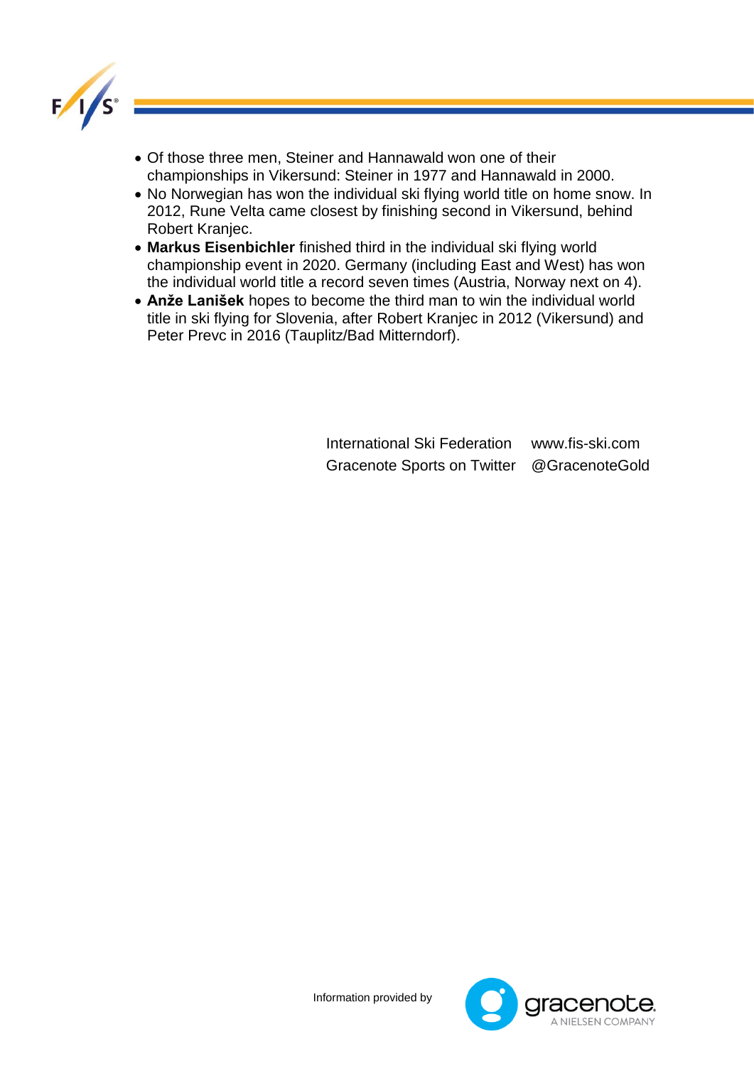- Of those three men, Steiner and Hannawald won one of their championships in Vikersund: Steiner in 1977 and Hannawald in 2000.
- No Norwegian has won the individual ski flying world title on home snow. In 2012, Rune Velta came closest by finishing second in Vikersund, behind Robert Kranjec.
- **Markus Eisenbichler** finished third in the individual ski flying world championship event in 2020. Germany (including East and West) has won the individual world title a record seven times (Austria, Norway next on 4).
- **Anže Lanišek** hopes to become the third man to win the individual world title in ski flying for Slovenia, after Robert Kranjec in 2012 (Vikersund) and Peter Prevc in 2016 (Tauplitz/Bad Mitterndorf).

International Ski Federation www.fis-ski.com
Gracenote Sports on Twitter @GracenoteGold

Information provided by gracenote. A NIELSEN COMPANY